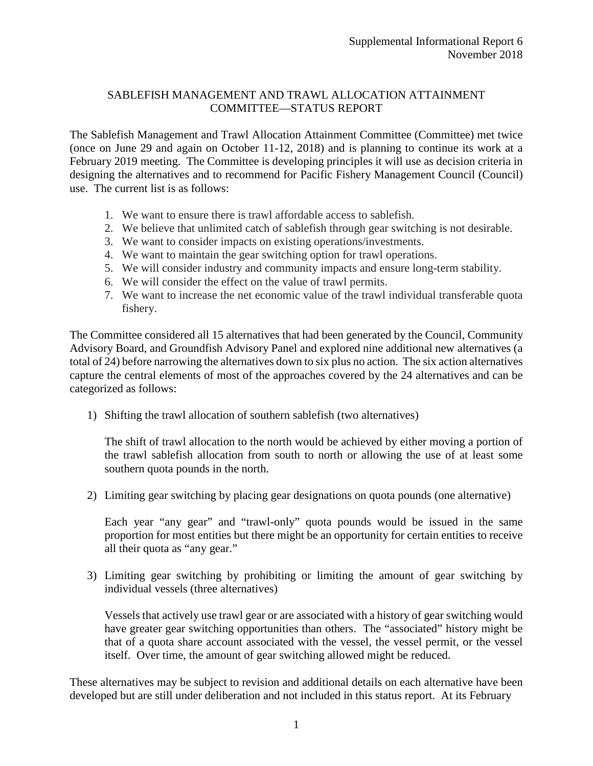Supplemental Informational Report 6
November 2018

# SABLEFISH MANAGEMENT AND TRAWL ALLOCATION ATTAINMENT COMMITTEE—STATUS REPORT

The Sablefish Management and Trawl Allocation Attainment Committee (Committee) met twice (once on June 29 and again on October 11-12, 2018) and is planning to continue its work at a February 2019 meeting. The Committee is developing principles it will use as decision criteria in designing the alternatives and to recommend for Pacific Fishery Management Council (Council) use. The current list is as follows:

1. We want to ensure there is trawl affordable access to sablefish.
2. We believe that unlimited catch of sablefish through gear switching is not desirable.
3. We want to consider impacts on existing operations/investments.
4. We want to maintain the gear switching option for trawl operations.
5. We will consider industry and community impacts and ensure long-term stability.
6. We will consider the effect on the value of trawl permits.
7. We want to increase the net economic value of the trawl individual transferable quota fishery.

The Committee considered all 15 alternatives that had been generated by the Council, Community Advisory Board, and Groundfish Advisory Panel and explored nine additional new alternatives (a total of 24) before narrowing the alternatives down to six plus no action. The six action alternatives capture the central elements of most of the approaches covered by the 24 alternatives and can be categorized as follows:

1) Shifting the trawl allocation of southern sablefish (two alternatives)

   The shift of trawl allocation to the north would be achieved by either moving a portion of the trawl sablefish allocation from south to north or allowing the use of at least some southern quota pounds in the north.

2) Limiting gear switching by placing gear designations on quota pounds (one alternative)

   Each year "any gear" and "trawl-only" quota pounds would be issued in the same proportion for most entities but there might be an opportunity for certain entities to receive all their quota as "any gear."

3) Limiting gear switching by prohibiting or limiting the amount of gear switching by individual vessels (three alternatives)

   Vessels that actively use trawl gear or are associated with a history of gear switching would have greater gear switching opportunities than others. The "associated" history might be that of a quota share account associated with the vessel, the vessel permit, or the vessel itself. Over time, the amount of gear switching allowed might be reduced.

These alternatives may be subject to revision and additional details on each alternative have been developed but are still under deliberation and not included in this status report. At its February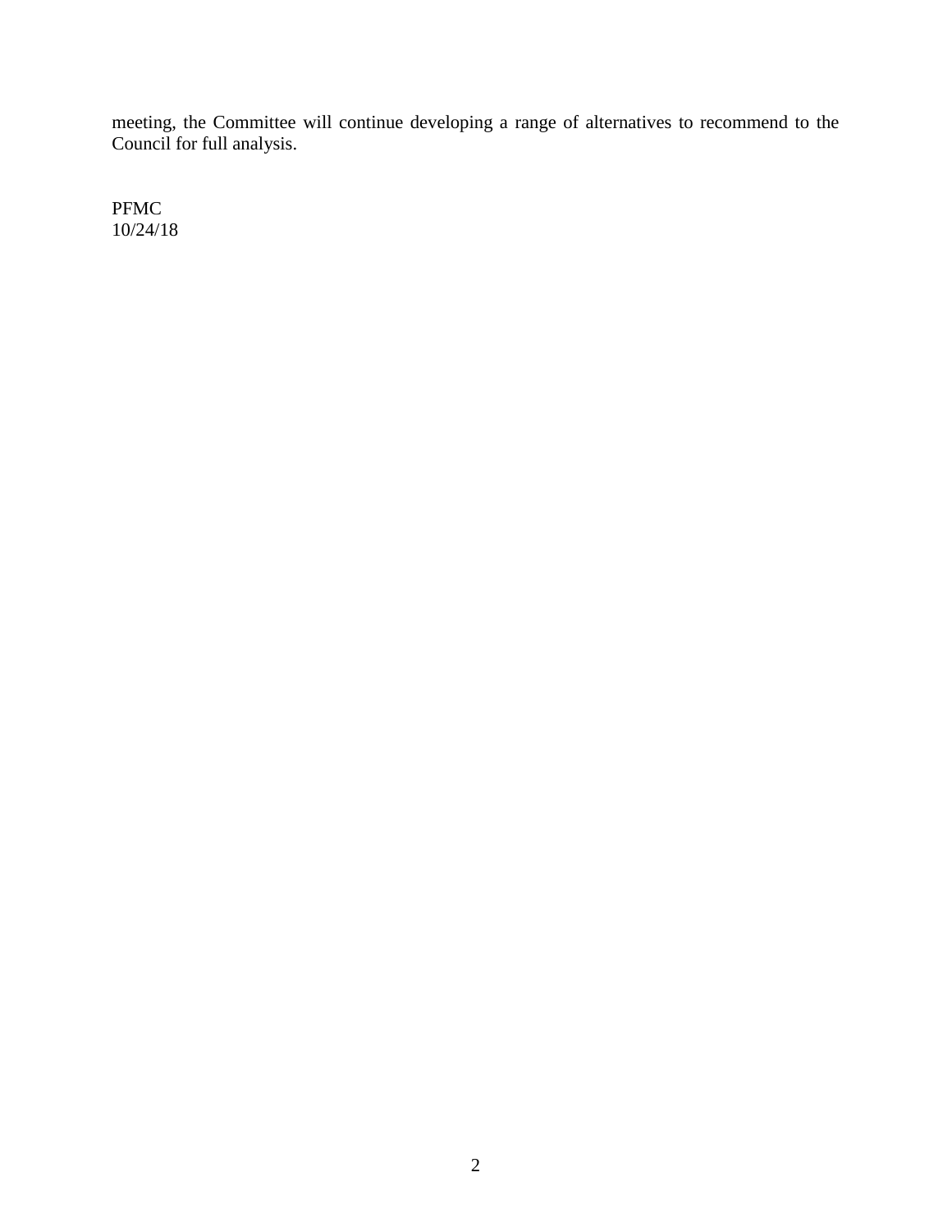meeting, the Committee will continue developing a range of alternatives to recommend to the Council for full analysis.

PFMC
10/24/18